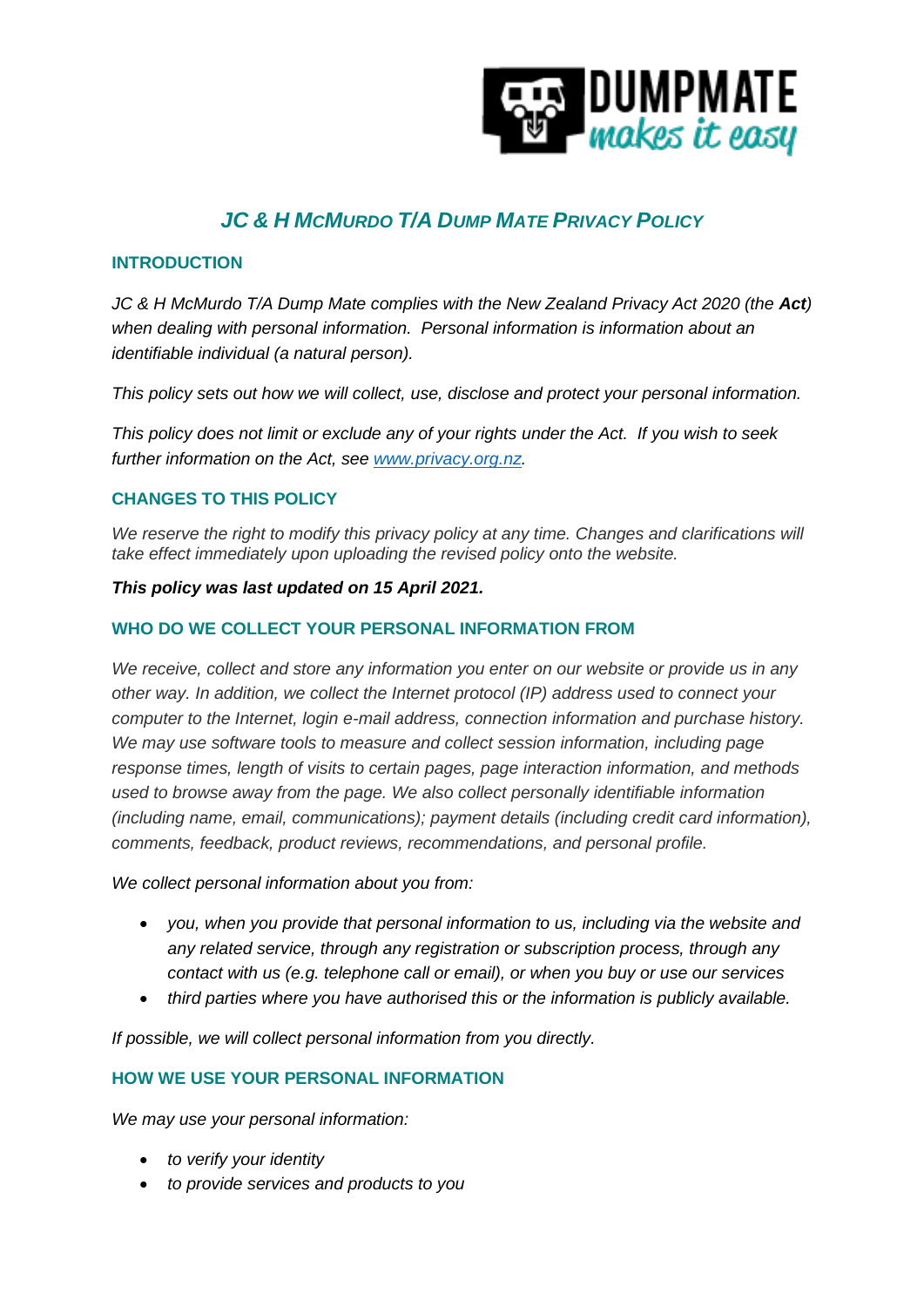# *JC & H McMurdo T/A Dump Mate Privacy Policy*

## INTRODUCTION

*JC & H McMurdo T/A Dump Mate complies with the New Zealand Privacy Act 2020 (the **Act**) when dealing with personal information. Personal information is information about an identifiable individual (a natural person).*

*This policy sets out how we will collect, use, disclose and protect your personal information.*

*This policy does not limit or exclude any of your rights under the Act. If you wish to seek further information on the Act, see [www.privacy.org.nz](http://www.privacy.org.nz).*

## CHANGES TO THIS POLICY

*We reserve the right to modify this privacy policy at any time. Changes and clarifications will take effect immediately upon uploading the revised policy onto the website.*

***This policy was last updated on 15 April 2021.***

## WHO DO WE COLLECT YOUR PERSONAL INFORMATION FROM

*We receive, collect and store any information you enter on our website or provide us in any other way. In addition, we collect the Internet protocol (IP) address used to connect your computer to the Internet, login e-mail address, connection information and purchase history. We may use software tools to measure and collect session information, including page response times, length of visits to certain pages, page interaction information, and methods used to browse away from the page. We also collect personally identifiable information (including name, email, communications); payment details (including credit card information), comments, feedback, product reviews, recommendations, and personal profile.*

*We collect personal information about you from:*

- *you, when you provide that personal information to us, including via the website and any related service, through any registration or subscription process, through any contact with us (e.g. telephone call or email), or when you buy or use our services*
- *third parties where you have authorised this or the information is publicly available.*

*If possible, we will collect personal information from you directly.*

## HOW WE USE YOUR PERSONAL INFORMATION

*We may use your personal information:*

- *to verify your identity*
- *to provide services and products to you*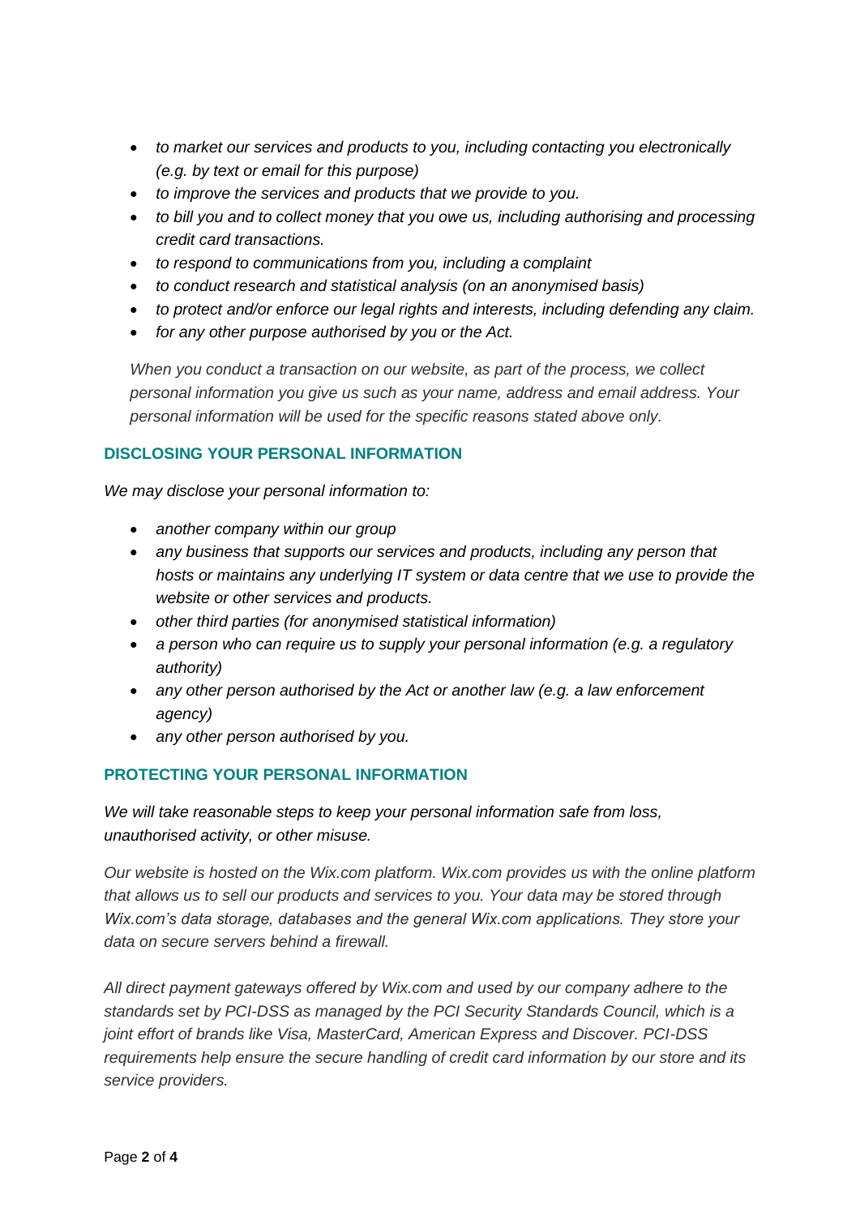- *to market our services and products to you, including contacting you electronically (e.g. by text or email for this purpose)*
- *to improve the services and products that we provide to you.*
- *to bill you and to collect money that you owe us, including authorising and processing credit card transactions.*
- *to respond to communications from you, including a complaint*
- *to conduct research and statistical analysis (on an anonymised basis)*
- *to protect and/or enforce our legal rights and interests, including defending any claim.*
- *for any other purpose authorised by you or the Act.*

*When you conduct a transaction on our website, as part of the process, we collect personal information you give us such as your name, address and email address. Your personal information will be used for the specific reasons stated above only.*

## DISCLOSING YOUR PERSONAL INFORMATION

*We may disclose your personal information to:*

- *another company within our group*
- *any business that supports our services and products, including any person that hosts or maintains any underlying IT system or data centre that we use to provide the website or other services and products.*
- *other third parties (for anonymised statistical information)*
- *a person who can require us to supply your personal information (e.g. a regulatory authority)*
- *any other person authorised by the Act or another law (e.g. a law enforcement agency)*
- *any other person authorised by you.*

## PROTECTING YOUR PERSONAL INFORMATION

*We will take reasonable steps to keep your personal information safe from loss, unauthorised activity, or other misuse.*

*Our website is hosted on the Wix.com platform. Wix.com provides us with the online platform that allows us to sell our products and services to you. Your data may be stored through Wix.com's data storage, databases and the general Wix.com applications. They store your data on secure servers behind a firewall.*

*All direct payment gateways offered by Wix.com and used by our company adhere to the standards set by PCI-DSS as managed by the PCI Security Standards Council, which is a joint effort of brands like Visa, MasterCard, American Express and Discover. PCI-DSS requirements help ensure the secure handling of credit card information by our store and its service providers.*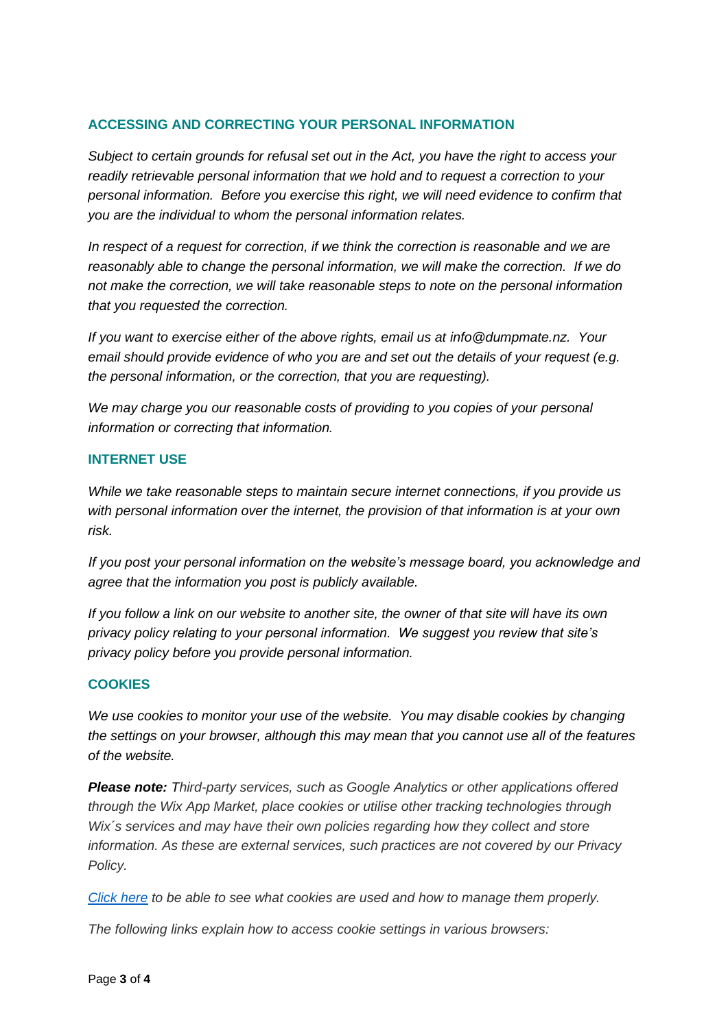## ACCESSING AND CORRECTING YOUR PERSONAL INFORMATION

*Subject to certain grounds for refusal set out in the Act, you have the right to access your readily retrievable personal information that we hold and to request a correction to your personal information. Before you exercise this right, we will need evidence to confirm that you are the individual to whom the personal information relates.*

*In respect of a request for correction, if we think the correction is reasonable and we are reasonably able to change the personal information, we will make the correction. If we do not make the correction, we will take reasonable steps to note on the personal information that you requested the correction.*

*If you want to exercise either of the above rights, email us at info@dumpmate.nz. Your email should provide evidence of who you are and set out the details of your request (e.g. the personal information, or the correction, that you are requesting).*

*We may charge you our reasonable costs of providing to you copies of your personal information or correcting that information.*

## INTERNET USE

*While we take reasonable steps to maintain secure internet connections, if you provide us with personal information over the internet, the provision of that information is at your own risk.*

*If you post your personal information on the website's message board, you acknowledge and agree that the information you post is publicly available.*

*If you follow a link on our website to another site, the owner of that site will have its own privacy policy relating to your personal information. We suggest you review that site's privacy policy before you provide personal information.*

## COOKIES

*We use cookies to monitor your use of the website. You may disable cookies by changing the settings on your browser, although this may mean that you cannot use all of the features of the website.*

***Please note:*** *Third-party services, such as Google Analytics or other applications offered through the Wix App Market, place cookies or utilise other tracking technologies through Wix´s services and may have their own policies regarding how they collect and store information. As these are external services, such practices are not covered by our Privacy Policy.*

*[Click here](#) to be able to see what cookies are used and how to manage them properly.*

*The following links explain how to access cookie settings in various browsers:*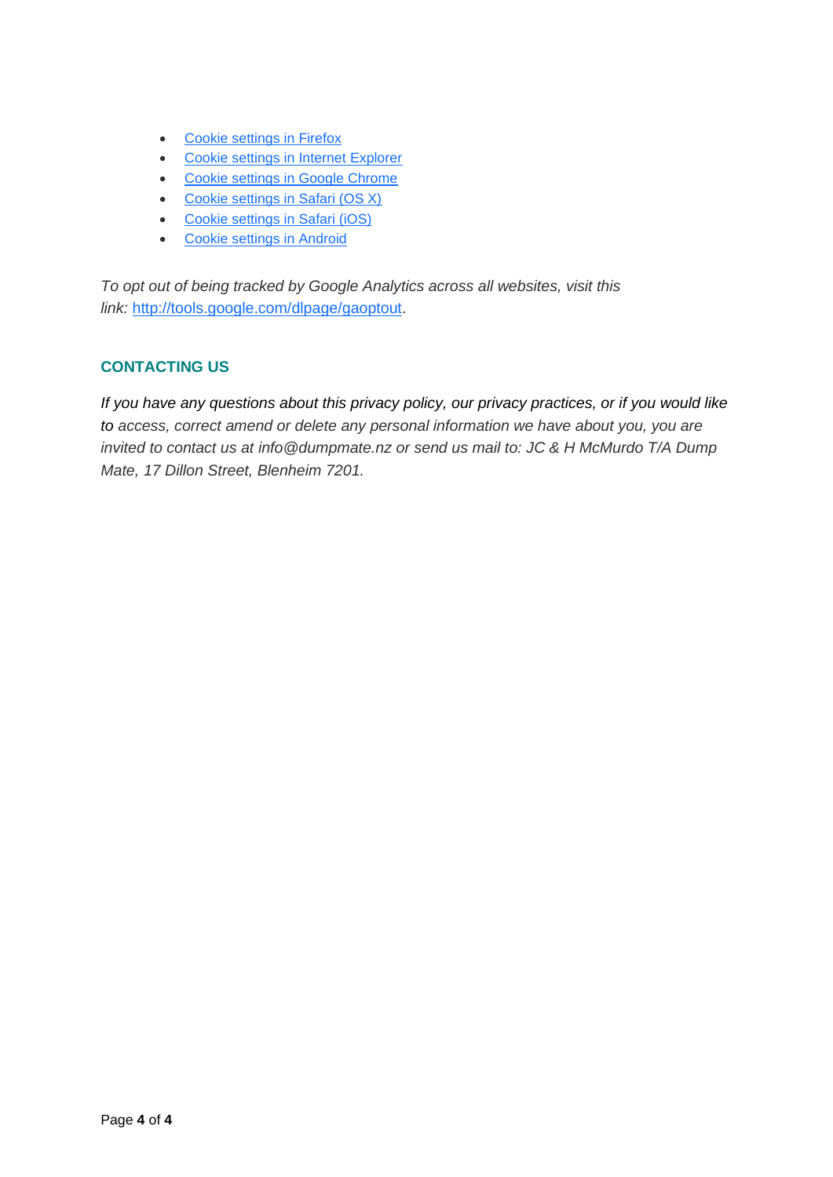- [Cookie settings in Firefox]
- [Cookie settings in Internet Explorer]
- [Cookie settings in Google Chrome]
- [Cookie settings in Safari (OS X)]
- [Cookie settings in Safari (iOS)]
- [Cookie settings in Android]

*To opt out of being tracked by Google Analytics across all websites, visit this link:* http://tools.google.com/dlpage/gaoptout.

## CONTACTING US

*If you have any questions about this privacy policy, our privacy practices, or if you would like to access, correct amend or delete any personal information we have about you, you are invited to contact us at info@dumpmate.nz or send us mail to: JC & H McMurdo T/A Dump Mate, 17 Dillon Street, Blenheim 7201.*